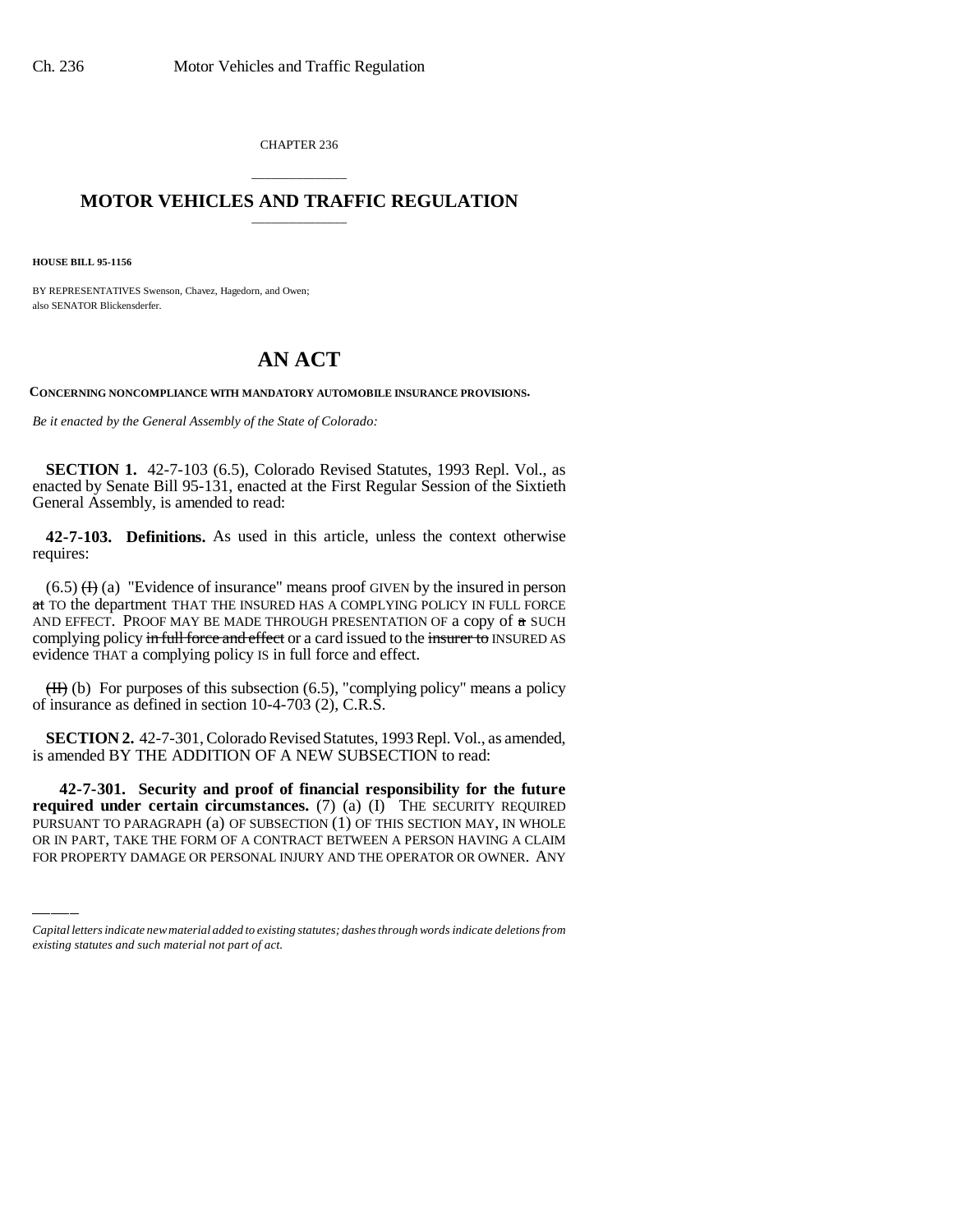CHAPTER 236

## MOTOR VEHICLES AND TRAFFIC REGULATION

**HOUSE BILL 95-1156**

BY REPRESENTATIVES Swenson, Chavez, Hagedorn, and Owen;
also SENATOR Blickensderfer.

# AN ACT

**CONCERNING NONCOMPLIANCE WITH MANDATORY AUTOMOBILE INSURANCE PROVISIONS.**

*Be it enacted by the General Assembly of the State of Colorado:*

**SECTION 1.** 42-7-103 (6.5), Colorado Revised Statutes, 1993 Repl. Vol., as enacted by Senate Bill 95-131, enacted at the First Regular Session of the Sixtieth General Assembly, is amended to read:

**42-7-103. Definitions.** As used in this article, unless the context otherwise requires:

(6.5) ~~(I)~~ (a) "Evidence of insurance" means proof GIVEN by the insured in person ~~at~~ TO the department THAT THE INSURED HAS A COMPLYING POLICY IN FULL FORCE AND EFFECT. PROOF MAY BE MADE THROUGH PRESENTATION OF a copy of ~~a~~ SUCH complying policy ~~in full force and effect~~ or a card issued to the ~~insurer to~~ INSURED AS evidence THAT a complying policy IS in full force and effect.

~~(II)~~ (b) For purposes of this subsection (6.5), "complying policy" means a policy of insurance as defined in section 10-4-703 (2), C.R.S.

**SECTION 2.** 42-7-301, Colorado Revised Statutes, 1993 Repl. Vol., as amended, is amended BY THE ADDITION OF A NEW SUBSECTION to read:

**42-7-301. Security and proof of financial responsibility for the future required under certain circumstances.** (7) (a) (I) THE SECURITY REQUIRED PURSUANT TO PARAGRAPH (a) OF SUBSECTION (1) OF THIS SECTION MAY, IN WHOLE OR IN PART, TAKE THE FORM OF A CONTRACT BETWEEN A PERSON HAVING A CLAIM FOR PROPERTY DAMAGE OR PERSONAL INJURY AND THE OPERATOR OR OWNER. ANY

*Capital letters indicate new material added to existing statutes; dashes through words indicate deletions from existing statutes and such material not part of act.*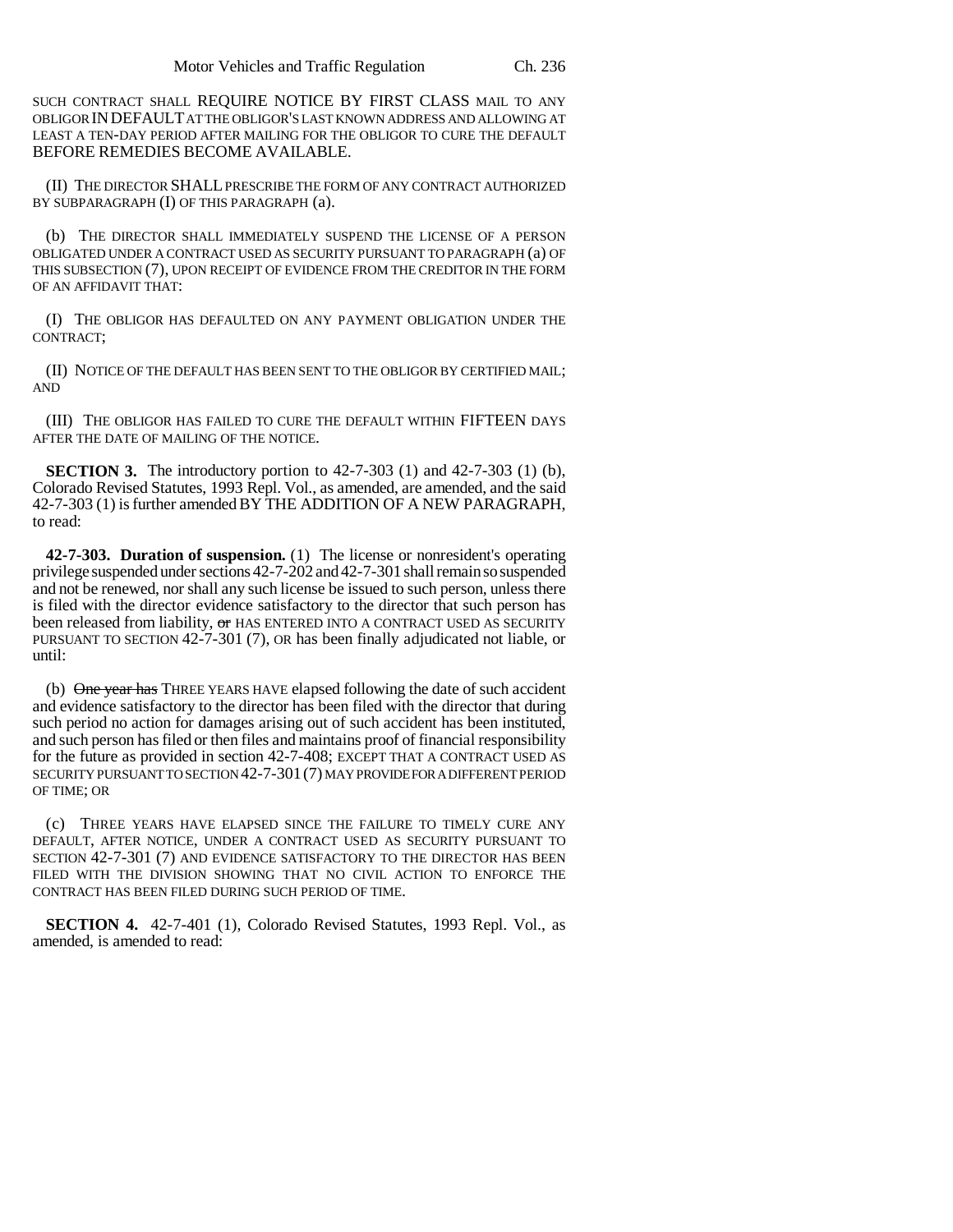SUCH CONTRACT SHALL REQUIRE NOTICE BY FIRST CLASS MAIL TO ANY OBLIGOR IN DEFAULT AT THE OBLIGOR'S LAST KNOWN ADDRESS AND ALLOWING AT LEAST A TEN-DAY PERIOD AFTER MAILING FOR THE OBLIGOR TO CURE THE DEFAULT BEFORE REMEDIES BECOME AVAILABLE.

(II) THE DIRECTOR SHALL PRESCRIBE THE FORM OF ANY CONTRACT AUTHORIZED BY SUBPARAGRAPH (I) OF THIS PARAGRAPH (a).

(b) THE DIRECTOR SHALL IMMEDIATELY SUSPEND THE LICENSE OF A PERSON OBLIGATED UNDER A CONTRACT USED AS SECURITY PURSUANT TO PARAGRAPH (a) OF THIS SUBSECTION (7), UPON RECEIPT OF EVIDENCE FROM THE CREDITOR IN THE FORM OF AN AFFIDAVIT THAT:

(I) THE OBLIGOR HAS DEFAULTED ON ANY PAYMENT OBLIGATION UNDER THE CONTRACT;

(II) NOTICE OF THE DEFAULT HAS BEEN SENT TO THE OBLIGOR BY CERTIFIED MAIL; AND

(III) THE OBLIGOR HAS FAILED TO CURE THE DEFAULT WITHIN FIFTEEN DAYS AFTER THE DATE OF MAILING OF THE NOTICE.

**SECTION 3.** The introductory portion to 42-7-303 (1) and 42-7-303 (1) (b), Colorado Revised Statutes, 1993 Repl. Vol., as amended, are amended, and the said 42-7-303 (1) is further amended BY THE ADDITION OF A NEW PARAGRAPH, to read:

**42-7-303. Duration of suspension.** (1) The license or nonresident's operating privilege suspended under sections 42-7-202 and 42-7-301 shall remain so suspended and not be renewed, nor shall any such license be issued to such person, unless there is filed with the director evidence satisfactory to the director that such person has been released from liability, ~~or~~ HAS ENTERED INTO A CONTRACT USED AS SECURITY PURSUANT TO SECTION 42-7-301 (7), OR has been finally adjudicated not liable, or until:

(b) ~~One year has~~ THREE YEARS HAVE elapsed following the date of such accident and evidence satisfactory to the director has been filed with the director that during such period no action for damages arising out of such accident has been instituted, and such person has filed or then files and maintains proof of financial responsibility for the future as provided in section 42-7-408; EXCEPT THAT A CONTRACT USED AS SECURITY PURSUANT TO SECTION 42-7-301 (7) MAY PROVIDE FOR A DIFFERENT PERIOD OF TIME; OR

(c) THREE YEARS HAVE ELAPSED SINCE THE FAILURE TO TIMELY CURE ANY DEFAULT, AFTER NOTICE, UNDER A CONTRACT USED AS SECURITY PURSUANT TO SECTION 42-7-301 (7) AND EVIDENCE SATISFACTORY TO THE DIRECTOR HAS BEEN FILED WITH THE DIVISION SHOWING THAT NO CIVIL ACTION TO ENFORCE THE CONTRACT HAS BEEN FILED DURING SUCH PERIOD OF TIME.

**SECTION 4.** 42-7-401 (1), Colorado Revised Statutes, 1993 Repl. Vol., as amended, is amended to read: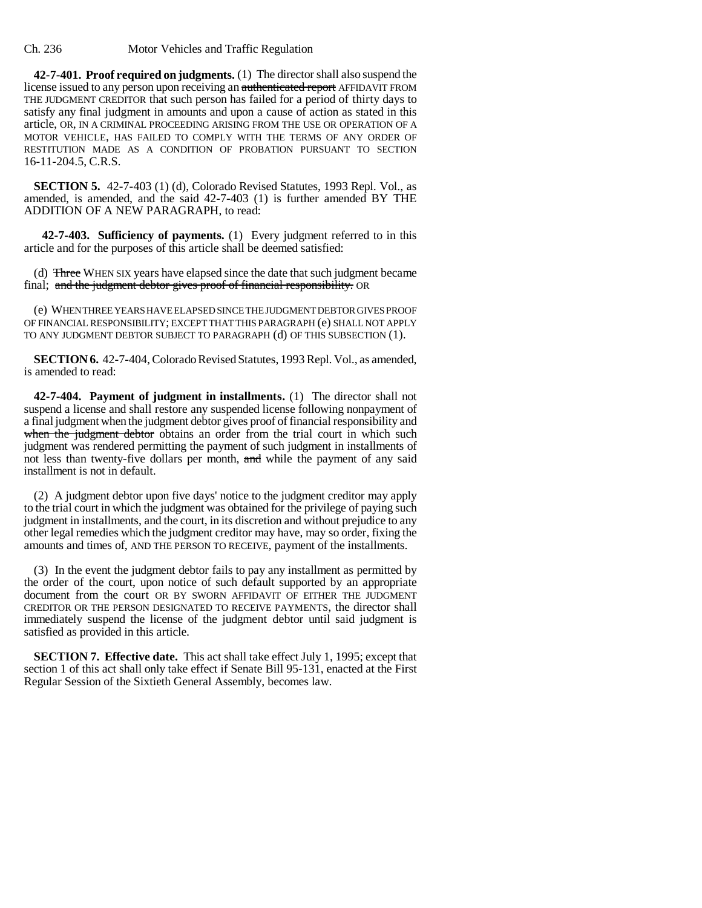**42-7-401. Proof required on judgments.** (1) The director shall also suspend the license issued to any person upon receiving an ~~authenticated report~~ AFFIDAVIT FROM THE JUDGMENT CREDITOR that such person has failed for a period of thirty days to satisfy any final judgment in amounts and upon a cause of action as stated in this article, OR, IN A CRIMINAL PROCEEDING ARISING FROM THE USE OR OPERATION OF A MOTOR VEHICLE, HAS FAILED TO COMPLY WITH THE TERMS OF ANY ORDER OF RESTITUTION MADE AS A CONDITION OF PROBATION PURSUANT TO SECTION 16-11-204.5, C.R.S.

**SECTION 5.** 42-7-403 (1) (d), Colorado Revised Statutes, 1993 Repl. Vol., as amended, is amended, and the said 42-7-403 (1) is further amended BY THE ADDITION OF A NEW PARAGRAPH, to read:

**42-7-403. Sufficiency of payments.** (1) Every judgment referred to in this article and for the purposes of this article shall be deemed satisfied:

(d) ~~Three~~ WHEN SIX years have elapsed since the date that such judgment became final; ~~and the judgment debtor gives proof of financial responsibility.~~ OR

(e) WHEN THREE YEARS HAVE ELAPSED SINCE THE JUDGMENT DEBTOR GIVES PROOF OF FINANCIAL RESPONSIBILITY; EXCEPT THAT THIS PARAGRAPH (e) SHALL NOT APPLY TO ANY JUDGMENT DEBTOR SUBJECT TO PARAGRAPH (d) OF THIS SUBSECTION (1).

**SECTION 6.** 42-7-404, Colorado Revised Statutes, 1993 Repl. Vol., as amended, is amended to read:

**42-7-404. Payment of judgment in installments.** (1) The director shall not suspend a license and shall restore any suspended license following nonpayment of a final judgment when the judgment debtor gives proof of financial responsibility and ~~when the judgment debtor~~ obtains an order from the trial court in which such judgment was rendered permitting the payment of such judgment in installments of not less than twenty-five dollars per month, ~~and~~ while the payment of any said installment is not in default.

(2) A judgment debtor upon five days' notice to the judgment creditor may apply to the trial court in which the judgment was obtained for the privilege of paying such judgment in installments, and the court, in its discretion and without prejudice to any other legal remedies which the judgment creditor may have, may so order, fixing the amounts and times of, AND THE PERSON TO RECEIVE, payment of the installments.

(3) In the event the judgment debtor fails to pay any installment as permitted by the order of the court, upon notice of such default supported by an appropriate document from the court OR BY SWORN AFFIDAVIT OF EITHER THE JUDGMENT CREDITOR OR THE PERSON DESIGNATED TO RECEIVE PAYMENTS, the director shall immediately suspend the license of the judgment debtor until said judgment is satisfied as provided in this article.

**SECTION 7. Effective date.** This act shall take effect July 1, 1995; except that section 1 of this act shall only take effect if Senate Bill 95-131, enacted at the First Regular Session of the Sixtieth General Assembly, becomes law.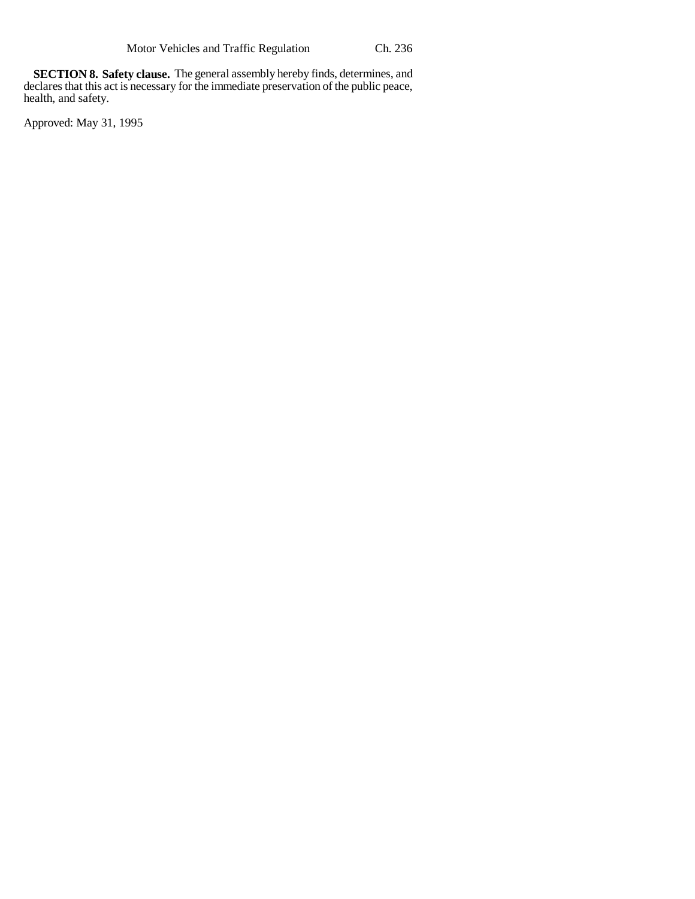**SECTION 8. Safety clause.** The general assembly hereby finds, determines, and declares that this act is necessary for the immediate preservation of the public peace, health, and safety.

Approved: May 31, 1995